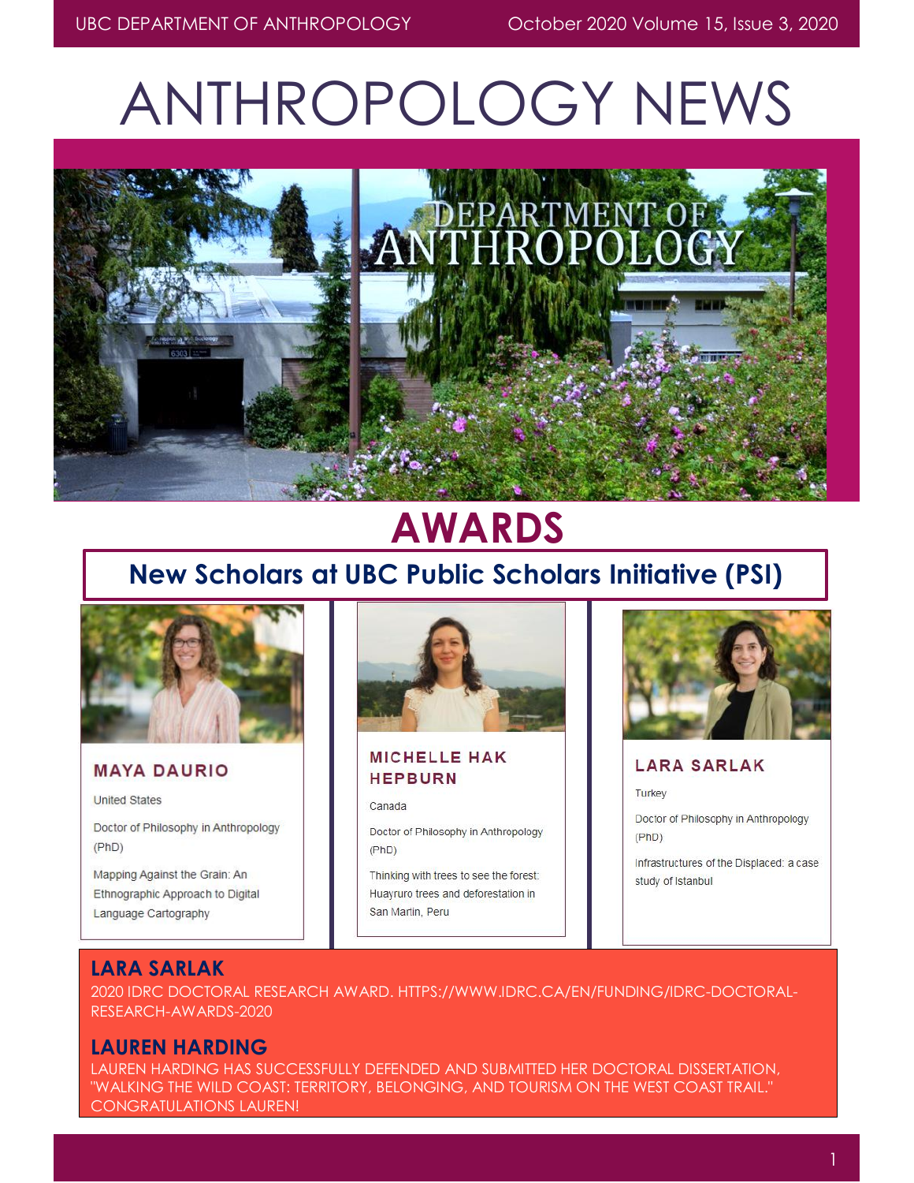# ANTHROPOLOGY NEWS

## AWARDS

### New Scholars at UBC Public Scholars Initiative (PSI)

**MAYA DAURIO**

United States

Doctor of Philosophy in Anthropology (PhD)

Mapping Against the Grain: An Ethnographic Approach to Digital Language Cartography

**MICHELLE HAK HEPBURN**

Canada

Doctor of Philosophy in Anthropology (PhD)

Thinking with trees to see the forest: Huayruro trees and deforestation in San Martin, Peru

**LARA SARLAK**

Turkey

Doctor of Philosophy in Anthropology (PhD)

Infrastructures of the Displaced: a case study of Istanbul

### LARA SARLAK

2020 IDRC DOCTORAL RESEARCH AWARD. HTTPS://WWW.IDRC.CA/EN/FUNDING/IDRC-DOCTORAL-RESEARCH-AWARDS-2020

### LAUREN HARDING

LAUREN HARDING HAS SUCCESSFULLY DEFENDED AND SUBMITTED HER DOCTORAL DISSERTATION, "WALKING THE WILD COAST: TERRITORY, BELONGING, AND TOURISM ON THE WEST COAST TRAIL." CONGRATULATIONS LAUREN!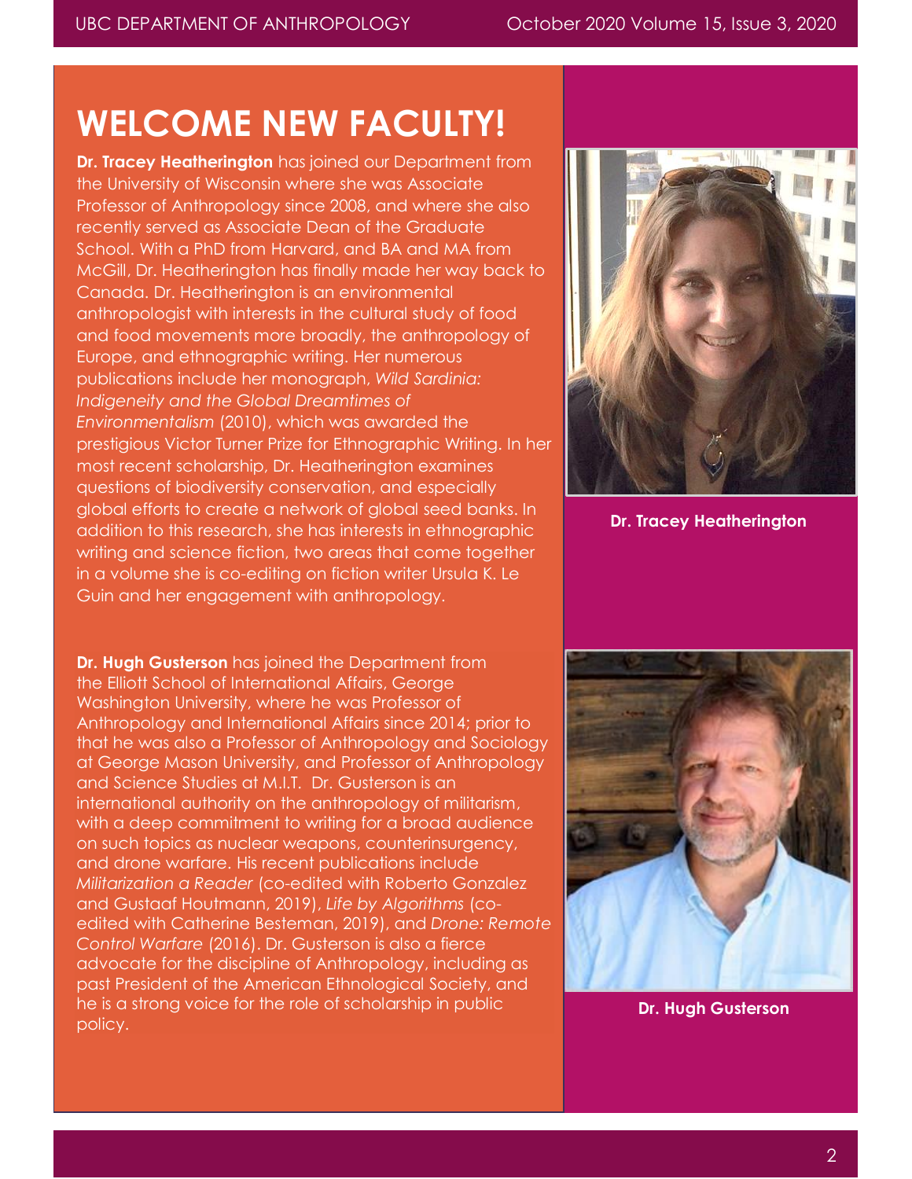# WELCOME NEW FACULTY!

**Dr. Tracey Heatherington** has joined our Department from the University of Wisconsin where she was Associate Professor of Anthropology since 2008, and where she also recently served as Associate Dean of the Graduate School. With a PhD from Harvard, and BA and MA from McGill, Dr. Heatherington has finally made her way back to Canada. Dr. Heatherington is an environmental anthropologist with interests in the cultural study of food and food movements more broadly, the anthropology of Europe, and ethnographic writing. Her numerous publications include her monograph, *Wild Sardinia: Indigeneity and the Global Dreamtimes of Environmentalism* (2010), which was awarded the prestigious Victor Turner Prize for Ethnographic Writing. In her most recent scholarship, Dr. Heatherington examines questions of biodiversity conservation, and especially global efforts to create a network of global seed banks. In addition to this research, she has interests in ethnographic writing and science fiction, two areas that come together in a volume she is co-editing on fiction writer Ursula K. Le Guin and her engagement with anthropology.

**Dr. Tracey Heatherington**

**Dr. Hugh Gusterson** has joined the Department from the Elliott School of International Affairs, George Washington University, where he was Professor of Anthropology and International Affairs since 2014; prior to that he was also a Professor of Anthropology and Sociology at George Mason University, and Professor of Anthropology and Science Studies at M.I.T. Dr. Gusterson is an international authority on the anthropology of militarism, with a deep commitment to writing for a broad audience on such topics as nuclear weapons, counterinsurgency, and drone warfare. His recent publications include *Militarization a Reader* (co-edited with Roberto Gonzalez and Gustaaf Houtmann, 2019), *Life by Algorithms* (co-edited with Catherine Besteman, 2019), and *Drone: Remote Control Warfare* (2016). Dr. Gusterson is also a fierce advocate for the discipline of Anthropology, including as past President of the American Ethnological Society, and he is a strong voice for the role of scholarship in public policy.

**Dr. Hugh Gusterson**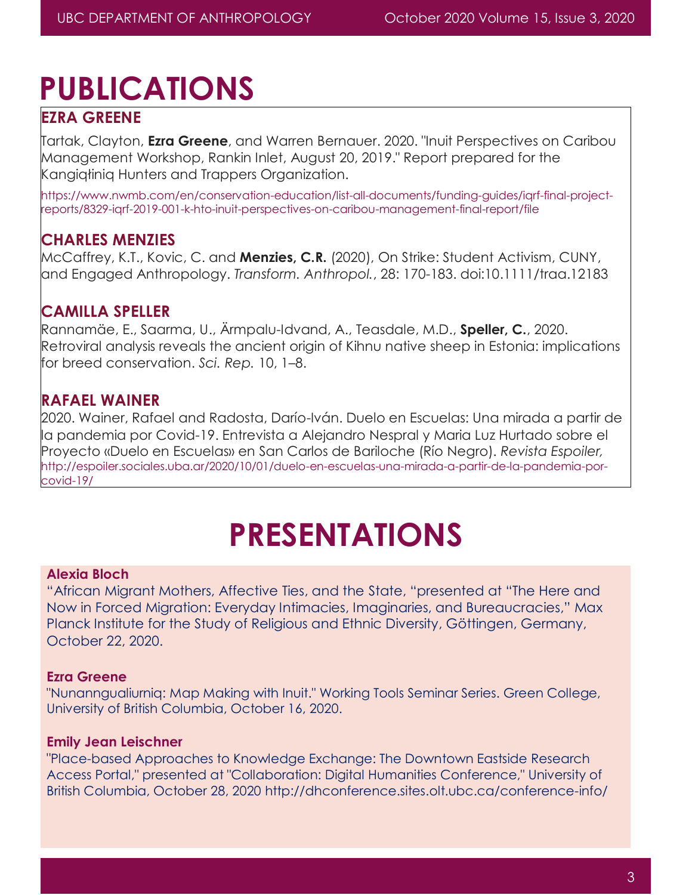# PUBLICATIONS

## EZRA GREENE

Tartak, Clayton, **Ezra Greene**, and Warren Bernauer. 2020. "Inuit Perspectives on Caribou Management Workshop, Rankin Inlet, August 20, 2019." Report prepared for the Kangiqłiniq Hunters and Trappers Organization.

https://www.nwmb.com/en/conservation-education/list-all-documents/funding-guides/iqrf-final-project-reports/8329-iqrf-2019-001-k-hto-inuit-perspectives-on-caribou-management-final-report/file

## CHARLES MENZIES

McCaffrey, K.T., Kovic, C. and **Menzies, C.R.** (2020), On Strike: Student Activism, CUNY, and Engaged Anthropology. *Transform. Anthropol.*, 28: 170-183. doi:10.1111/traa.12183

## CAMILLA SPELLER

Rannamäe, E., Saarma, U., Ärmpalu-Idvand, A., Teasdale, M.D., **Speller, C.**, 2020. Retroviral analysis reveals the ancient origin of Kihnu native sheep in Estonia: implications for breed conservation. *Sci. Rep.* 10, 1–8.

## RAFAEL WAINER

2020. Wainer, Rafael and Radosta, Darío-Iván. Duelo en Escuelas: Una mirada a partir de la pandemia por Covid-19. Entrevista a Alejandro Nespral y Maria Luz Hurtado sobre el Proyecto «Duelo en Escuelas» en San Carlos de Bariloche (Río Negro). *Revista Espoiler,* http://espoiler.sociales.uba.ar/2020/10/01/duelo-en-escuelas-una-mirada-a-partir-de-la-pandemia-por-covid-19/

# PRESENTATIONS

### Alexia Bloch

"African Migrant Mothers, Affective Ties, and the State, "presented at "The Here and Now in Forced Migration: Everyday Intimacies, Imaginaries, and Bureaucracies," Max Planck Institute for the Study of Religious and Ethnic Diversity, Göttingen, Germany, October 22, 2020.

### Ezra Greene

"Nunanngualiurniq: Map Making with Inuit." Working Tools Seminar Series. Green College, University of British Columbia, October 16, 2020.

### Emily Jean Leischner

"Place-based Approaches to Knowledge Exchange: The Downtown Eastside Research Access Portal," presented at "Collaboration: Digital Humanities Conference," University of British Columbia, October 28, 2020 http://dhconference.sites.olt.ubc.ca/conference-info/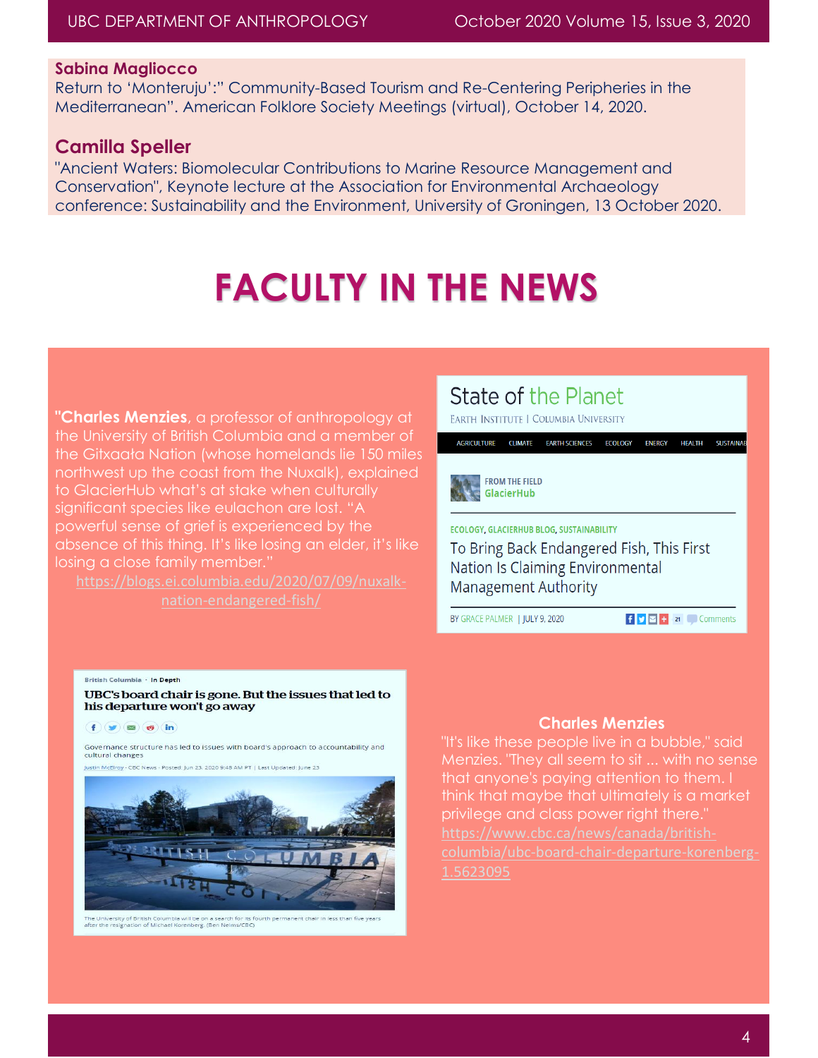**Sabina Magliocco**
Return to 'Monteruju':" Community-Based Tourism and Re-Centering Peripheries in the Mediterranean". American Folklore Society Meetings (virtual), October 14, 2020.

**Camilla Speller**
"Ancient Waters: Biomolecular Contributions to Marine Resource Management and Conservation", Keynote lecture at the Association for Environmental Archaeology conference: Sustainability and the Environment, University of Groningen, 13 October 2020.

# FACULTY IN THE NEWS

"**Charles Menzies**, a professor of anthropology at the University of British Columbia and a member of the Gitxaala Nation (whose homelands lie 150 miles northwest up the coast from the Nuxalk), explained to GlacierHub what's at stake when culturally significant species like eulachon are lost. "A powerful sense of grief is experienced by the absence of this thing. It's like losing an elder, it's like losing a close family member."
https://blogs.ei.columbia.edu/2020/07/09/nuxalk-nation-endangered-fish/

State of the Planet
Earth Institute | Columbia University

AGRICULTURE | CLIMATE | EARTH SCIENCES | ECOLOGY | ENERGY | HEALTH | SUSTAINAB

FROM THE FIELD
GlacierHub

ECOLOGY, GLACIERHUB BLOG, SUSTAINABILITY

To Bring Back Endangered Fish, This First Nation Is Claiming Environmental Management Authority

BY GRACE PALMER | JULY 9, 2020 | 21 Comments

British Columbia · In Depth

**UBC's board chair is gone. But the issues that led to his departure won't go away**

Governance structure has led to issues with board's approach to accountability and cultural changes

Justin McElroy · CBC News · Posted: Jun 23, 2020 9:48 AM PT | Last Updated: June 23

The University of British Columbia will be on a search for its fourth permanent chair in less than five years after the resignation of Michael Korenberg. (Ben Nelms/CBC)

**Charles Menzies**
"It's like these people live in a bubble," said Menzies. "They all seem to sit ... with no sense that anyone's paying attention to them. I think that maybe that ultimately is a market privilege and class power right there."
https://www.cbc.ca/news/canada/british-columbia/ubc-board-chair-departure-korenberg-1.5623095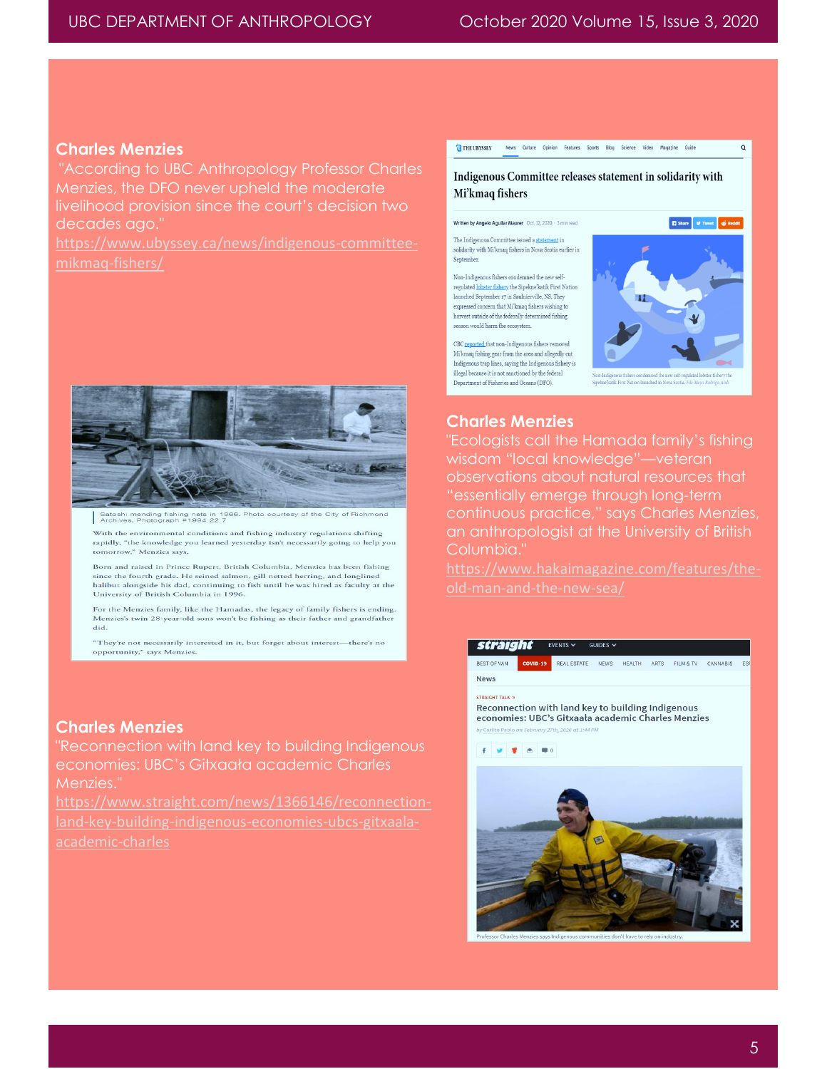## Charles Menzies

"According to UBC Anthropology Professor Charles Menzies, the DFO never upheld the moderate livelihood provision since the court's decision two decades ago."

https://www.ubyssey.ca/news/indigenous-committee-mikmaq-fishers/

## Indigenous Committee releases statement in solidarity with Mi'kmaq fishers

Written by Angelo Aguilar Maurer Oct. 12, 2020 · 3 min read

The Indigenous Committee issued a statement in solidarity with Mi'kmaq fishers in Nova Scotia earlier in September.

Non-Indigenous fishers condemned the new self-regulated lobster fishery the Sipekne'katik First Nation launched September 17 in Saulnierville, NS. They expressed concern that Mi'kmaq fishers wishing to harvest outside of the federally determined fishing season would harm the ecosystem.

CBC reported that non-Indigenous fishers removed Mi'kmaq fishing gear from the area and allegedly cut Indigenous trap lines, saying the Indigenous fishery is illegal because it is not sanctioned by the federal Department of Fisheries and Oceans (DFO).

Non-Indigenous fishers condemned the new self-regulated lobster fishery the Sipekne'katik First Nation launched in Nova Scotia. File Maya Rodrigo-Abdi

Satoshi mending fishing nets in 1966. Photo courtesy of the City of Richmond Archives, Photograph #1994 22 7

With the environmental conditions and fishing industry regulations shifting rapidly, "the knowledge you learned yesterday isn't necessarily going to help you tomorrow," Menzies says.

Born and raised in Prince Rupert, British Columbia, Menzies has been fishing since the fourth grade. He seined salmon, gill netted herring, and longlined halibut alongside his dad, continuing to fish until he was hired as faculty at the University of British Columbia in 1996.

For the Menzies family, like the Hamadas, the legacy of family fishers is ending. Menzies's twin 28-year-old sons won't be fishing as their father and grandfather did.

"They're not necessarily interested in it, but forget about interest—there's no opportunity," says Menzies.

## Charles Menzies

"Ecologists call the Hamada family's fishing wisdom "local knowledge"—veteran observations about natural resources that "essentially emerge through long-term continuous practice," says Charles Menzies, an anthropologist at the University of British Columbia."

https://www.hakaimagazine.com/features/the-old-man-and-the-new-sea/

## Charles Menzies

"Reconnection with land key to building Indigenous economies: UBC's Gitxaała academic Charles Menzies."

https://www.straight.com/news/1366146/reconnection-land-key-building-indigenous-economies-ubcs-gitxaala-academic-charles

News

STRAIGHT TALK »

Reconnection with land key to building Indigenous economies: UBC's Gitxaała academic Charles Menzies

by Carlito Pablo on February 27th, 2020 at 1:44 PM

Professor Charles Menzies says Indigenous communities don't have to rely on industry.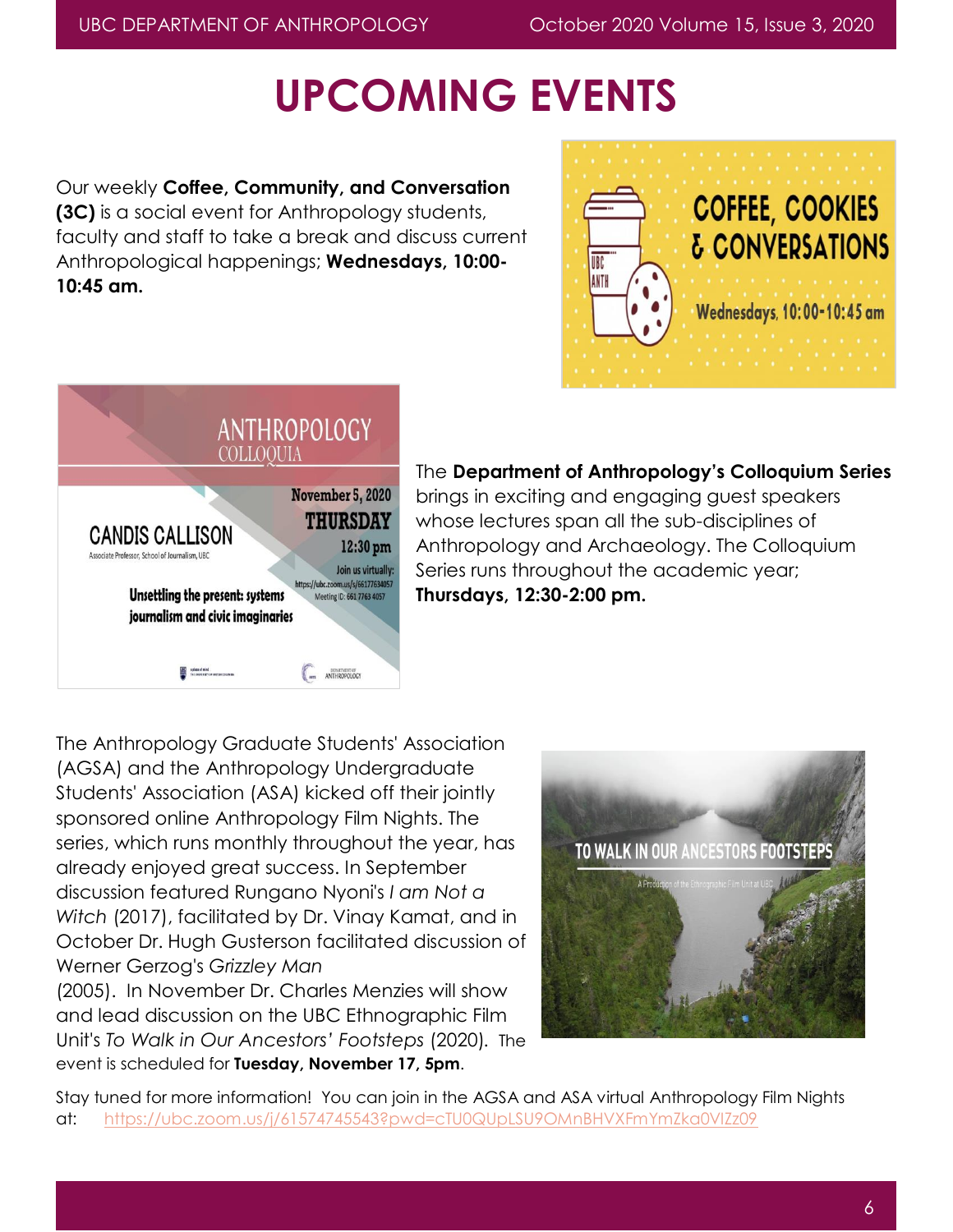# UPCOMING EVENTS

Our weekly **Coffee, Community, and Conversation (3C)** is a social event for Anthropology students, faculty and staff to take a break and discuss current Anthropological happenings; **Wednesdays, 10:00-10:45 am.**

The **Department of Anthropology's Colloquium Series** brings in exciting and engaging guest speakers whose lectures span all the sub-disciplines of Anthropology and Archaeology. The Colloquium Series runs throughout the academic year; **Thursdays, 12:30-2:00 pm.**

The Anthropology Graduate Students' Association (AGSA) and the Anthropology Undergraduate Students' Association (ASA) kicked off their jointly sponsored online Anthropology Film Nights. The series, which runs monthly throughout the year, has already enjoyed great success. In September discussion featured Rungano Nyoni's *I am Not a Witch* (2017), facilitated by Dr. Vinay Kamat, and in October Dr. Hugh Gusterson facilitated discussion of Werner Gerzog's *Grizzley Man* (2005). In November Dr. Charles Menzies will show and lead discussion on the UBC Ethnographic Film Unit's *To Walk in Our Ancestors' Footsteps* (2020). The event is scheduled for **Tuesday, November 17, 5pm**.

Stay tuned for more information! You can join in the AGSA and ASA virtual Anthropology Film Nights at: https://ubc.zoom.us/j/61574745543?pwd=cTU0QUpLSU9OMnBHVXFmYmZka0VIZz09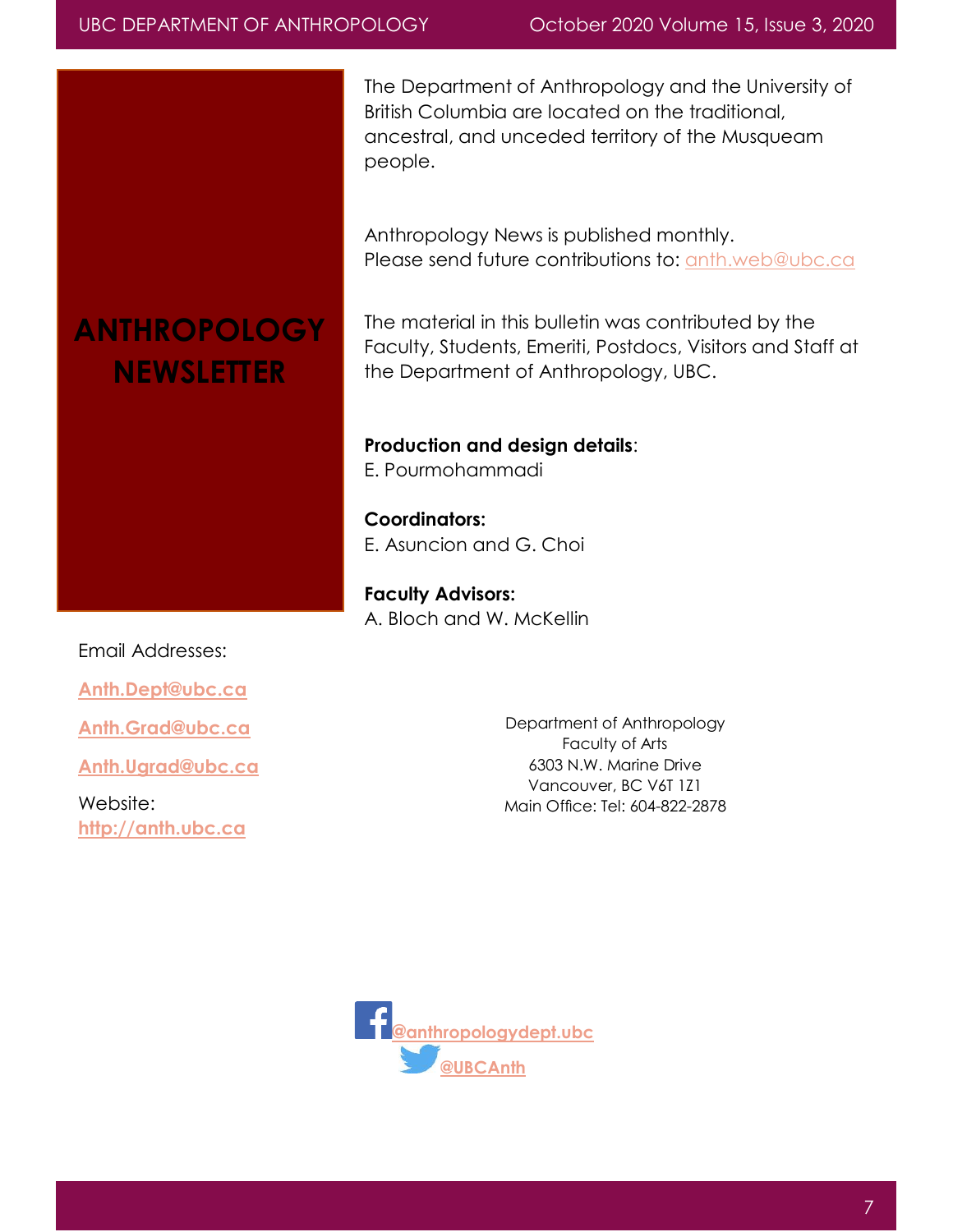# ANTHROPOLOGY NEWSLETTER

The Department of Anthropology and the University of British Columbia are located on the traditional, ancestral, and unceded territory of the Musqueam people.

Anthropology News is published monthly.
Please send future contributions to: anth.web@ubc.ca

The material in this bulletin was contributed by the Faculty, Students, Emeriti, Postdocs, Visitors and Staff at the Department of Anthropology, UBC.

**Production and design details**:
E. Pourmohammadi

**Coordinators:**
E. Asuncion and G. Choi

**Faculty Advisors:**
A. Bloch and W. McKellin

Email Addresses:

**Anth.Dept@ubc.ca**

**Anth.Grad@ubc.ca**

**Anth.Ugrad@ubc.ca**

Website:
**http://anth.ubc.ca**

Department of Anthropology
Faculty of Arts
6303 N.W. Marine Drive
Vancouver, BC V6T 1Z1
Main Office: Tel: 604-822-2878

**@anthropologydept.ubc**

**@UBCAnth**